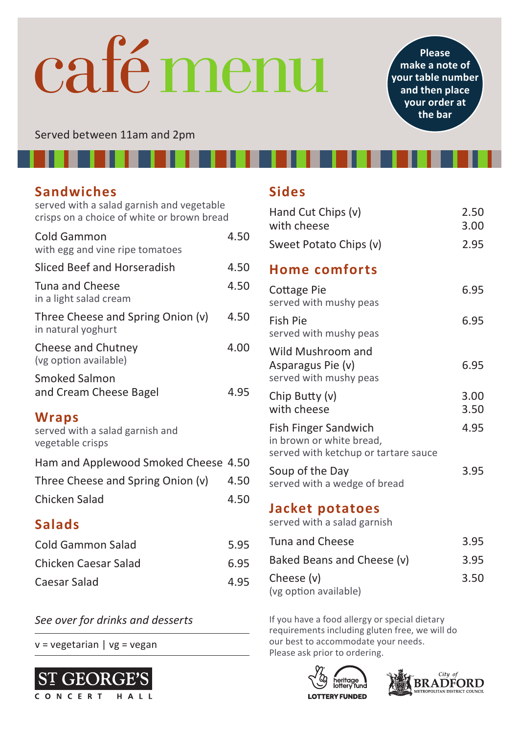# café menu

Served between 11am and 2pm

**Please make a note of your table number and then place your order at the bar**

## Sandwiches

served with a salad garnish and vegetable crisps on a choice of white or brown bread

| Item | Price |
|---|---|
| Cold Gammon<br>with egg and vine ripe tomatoes | 4.50 |
| Sliced Beef and Horseradish | 4.50 |
| Tuna and Cheese<br>in a light salad cream | 4.50 |
| Three Cheese and Spring Onion (v)<br>in natural yoghurt | 4.50 |
| Cheese and Chutney<br>(vg option available) | 4.00 |
| Smoked Salmon and Cream Cheese Bagel | 4.95 |

## Wraps

served with a salad garnish and vegetable crisps

| Item | Price |
|---|---|
| Ham and Applewood Smoked Cheese | 4.50 |
| Three Cheese and Spring Onion (v) | 4.50 |
| Chicken Salad | 4.50 |

## Salads

| Item | Price |
|---|---|
| Cold Gammon Salad | 5.95 |
| Chicken Caesar Salad | 6.95 |
| Caesar Salad | 4.95 |

*See over for drinks and desserts*

v = vegetarian | vg = vegan

## Sides

| Item | Price |
|---|---|
| Hand Cut Chips (v) | 2.50 |
| with cheese | 3.00 |
| Sweet Potato Chips (v) | 2.95 |

## Home comforts

| Item | Price |
|---|---|
| Cottage Pie<br>served with mushy peas | 6.95 |
| Fish Pie<br>served with mushy peas | 6.95 |
| Wild Mushroom and Asparagus Pie (v)<br>served with mushy peas | 6.95 |
| Chip Butty (v) | 3.00 |
| with cheese | 3.50 |
| Fish Finger Sandwich<br>in brown or white bread, served with ketchup or tartare sauce | 4.95 |
| Soup of the Day<br>served with a wedge of bread | 3.95 |

## Jacket potatoes

served with a salad garnish

| Item | Price |
|---|---|
| Tuna and Cheese | 3.95 |
| Baked Beans and Cheese (v) | 3.95 |
| Cheese (v)<br>(vg option available) | 3.50 |

If you have a food allergy or special dietary requirements including gluten free, we will do our best to accommodate your needs. Please ask prior to ordering.

ST GEORGE'S CONCERT HALL

heritage lottery fund LOTTERY FUNDED

City of BRADFORD METROPOLITAN DISTRICT COUNCIL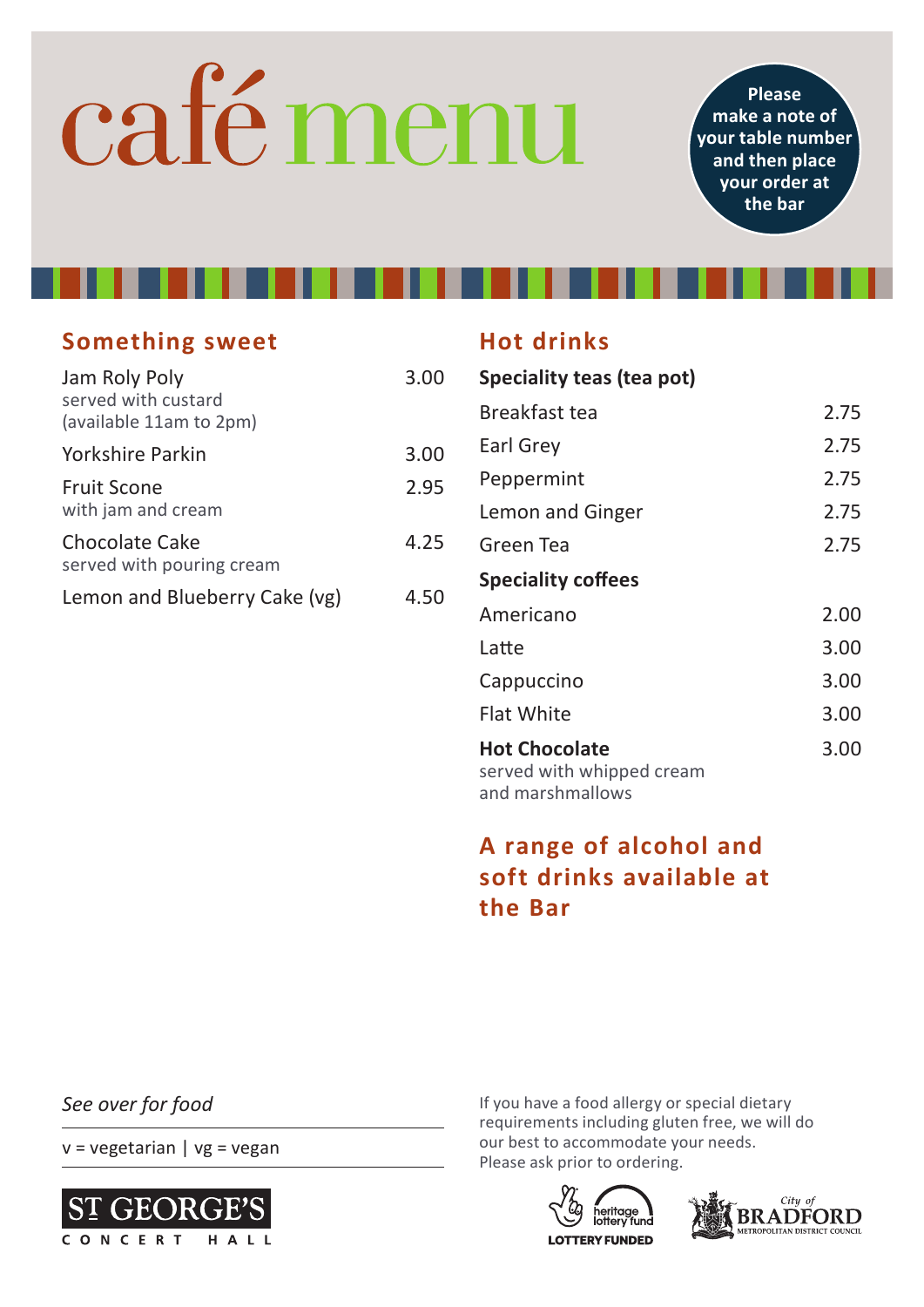# café menu

**Please make a note of your table number and then place your order at the bar**

## Something sweet

| | |
|---|---|
| Jam Roly Poly<br>served with custard<br>(available 11am to 2pm) | 3.00 |
| Yorkshire Parkin | 3.00 |
| Fruit Scone<br>with jam and cream | 2.95 |
| Chocolate Cake<br>served with pouring cream | 4.25 |
| Lemon and Blueberry Cake (vg) | 4.50 |

## Hot drinks

| | |
|---|---|
| **Speciality teas (tea pot)** | |
| Breakfast tea | 2.75 |
| Earl Grey | 2.75 |
| Peppermint | 2.75 |
| Lemon and Ginger | 2.75 |
| Green Tea | 2.75 |
| **Speciality coffees** | |
| Americano | 2.00 |
| Latte | 3.00 |
| Cappuccino | 3.00 |
| Flat White | 3.00 |
| **Hot Chocolate**<br>served with whipped cream and marshmallows | 3.00 |

## A range of alcohol and soft drinks available at the Bar

*See over for food*

v = vegetarian | vg = vegan

ST GEORGE'S CONCERT HALL

If you have a food allergy or special dietary requirements including gluten free, we will do our best to accommodate your needs. Please ask prior to ordering.

heritage lottery fund LOTTERY FUNDED

City of BRADFORD METROPOLITAN DISTRICT COUNCIL